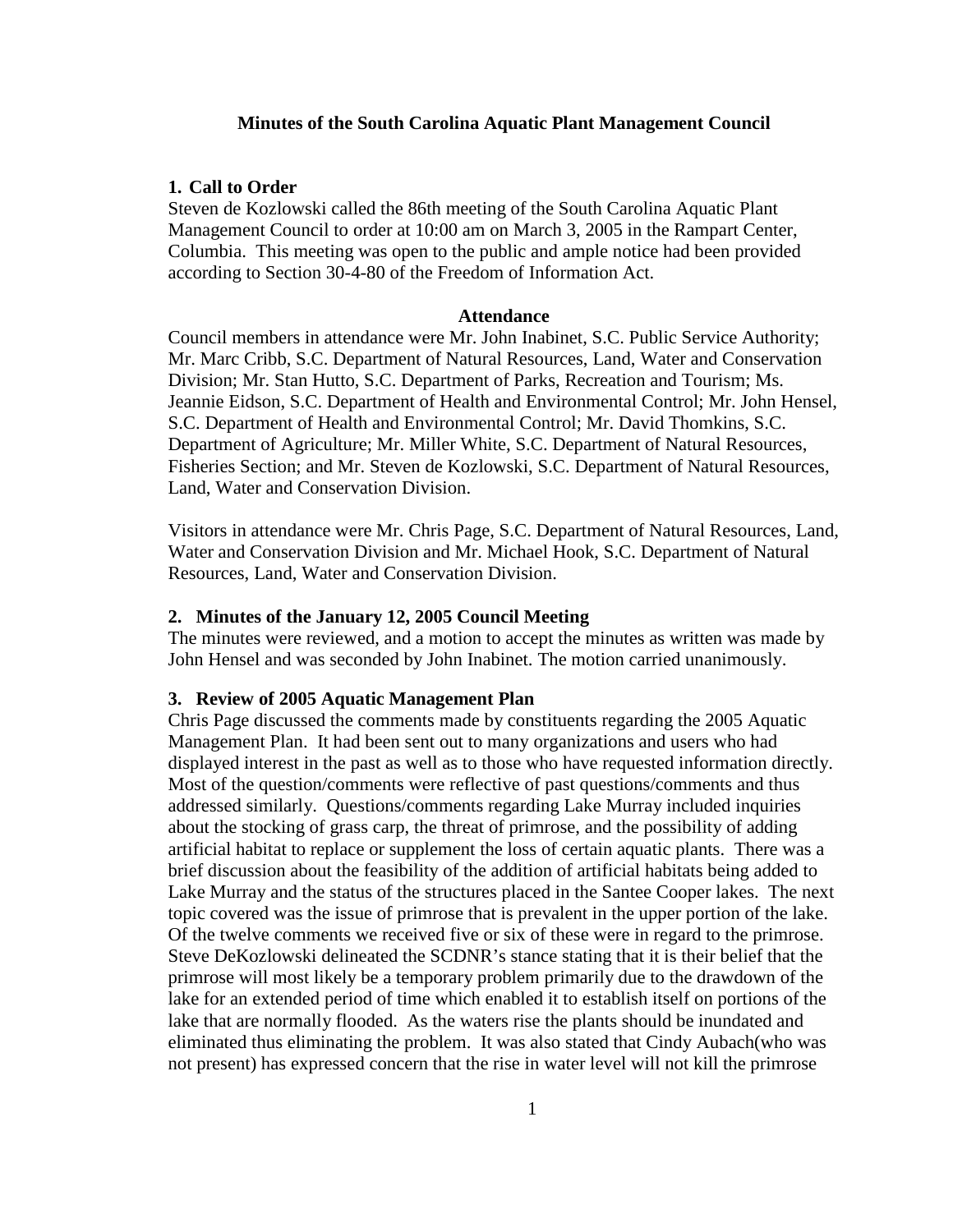# Minutes of the South Carolina Aquatic Plant Management Council

## 1. Call to Order

Steven de Kozlowski called the 86th meeting of the South Carolina Aquatic Plant Management Council to order at 10:00 am on March 3, 2005 in the Rampart Center, Columbia. This meeting was open to the public and ample notice had been provided according to Section 30-4-80 of the Freedom of Information Act.

### Attendance

Council members in attendance were Mr. John Inabinet, S.C. Public Service Authority; Mr. Marc Cribb, S.C. Department of Natural Resources, Land, Water and Conservation Division; Mr. Stan Hutto, S.C. Department of Parks, Recreation and Tourism; Ms. Jeannie Eidson, S.C. Department of Health and Environmental Control; Mr. John Hensel, S.C. Department of Health and Environmental Control; Mr. David Thomkins, S.C. Department of Agriculture; Mr. Miller White, S.C. Department of Natural Resources, Fisheries Section; and Mr. Steven de Kozlowski, S.C. Department of Natural Resources, Land, Water and Conservation Division.

Visitors in attendance were Mr. Chris Page, S.C. Department of Natural Resources, Land, Water and Conservation Division and Mr. Michael Hook, S.C. Department of Natural Resources, Land, Water and Conservation Division.

## 2. Minutes of the January 12, 2005 Council Meeting

The minutes were reviewed, and a motion to accept the minutes as written was made by John Hensel and was seconded by John Inabinet. The motion carried unanimously.

## 3. Review of 2005 Aquatic Management Plan

Chris Page discussed the comments made by constituents regarding the 2005 Aquatic Management Plan. It had been sent out to many organizations and users who had displayed interest in the past as well as to those who have requested information directly. Most of the question/comments were reflective of past questions/comments and thus addressed similarly. Questions/comments regarding Lake Murray included inquiries about the stocking of grass carp, the threat of primrose, and the possibility of adding artificial habitat to replace or supplement the loss of certain aquatic plants. There was a brief discussion about the feasibility of the addition of artificial habitats being added to Lake Murray and the status of the structures placed in the Santee Cooper lakes. The next topic covered was the issue of primrose that is prevalent in the upper portion of the lake. Of the twelve comments we received five or six of these were in regard to the primrose. Steve DeKozlowski delineated the SCDNR's stance stating that it is their belief that the primrose will most likely be a temporary problem primarily due to the drawdown of the lake for an extended period of time which enabled it to establish itself on portions of the lake that are normally flooded. As the waters rise the plants should be inundated and eliminated thus eliminating the problem. It was also stated that Cindy Aubach(who was not present) has expressed concern that the rise in water level will not kill the primrose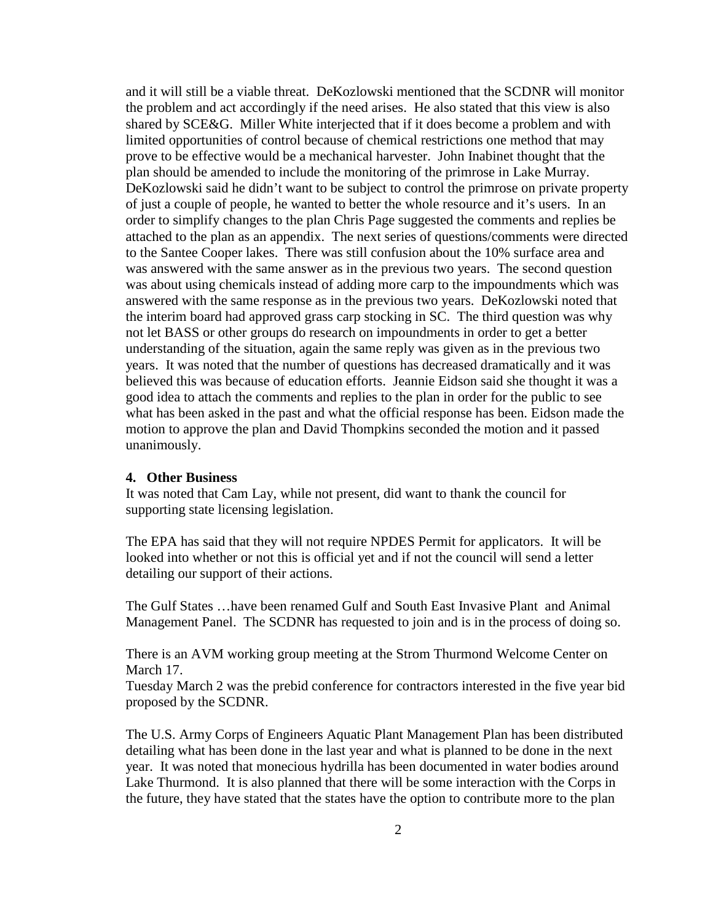and it will still be a viable threat. DeKozlowski mentioned that the SCDNR will monitor the problem and act accordingly if the need arises. He also stated that this view is also shared by SCE&G. Miller White interjected that if it does become a problem and with limited opportunities of control because of chemical restrictions one method that may prove to be effective would be a mechanical harvester. John Inabinet thought that the plan should be amended to include the monitoring of the primrose in Lake Murray. DeKozlowski said he didn't want to be subject to control the primrose on private property of just a couple of people, he wanted to better the whole resource and it's users. In an order to simplify changes to the plan Chris Page suggested the comments and replies be attached to the plan as an appendix. The next series of questions/comments were directed to the Santee Cooper lakes. There was still confusion about the 10% surface area and was answered with the same answer as in the previous two years. The second question was about using chemicals instead of adding more carp to the impoundments which was answered with the same response as in the previous two years. DeKozlowski noted that the interim board had approved grass carp stocking in SC. The third question was why not let BASS or other groups do research on impoundments in order to get a better understanding of the situation, again the same reply was given as in the previous two years. It was noted that the number of questions has decreased dramatically and it was believed this was because of education efforts. Jeannie Eidson said she thought it was a good idea to attach the comments and replies to the plan in order for the public to see what has been asked in the past and what the official response has been. Eidson made the motion to approve the plan and David Thompkins seconded the motion and it passed unanimously.

**4. Other Business**

It was noted that Cam Lay, while not present, did want to thank the council for supporting state licensing legislation.

The EPA has said that they will not require NPDES Permit for applicators. It will be looked into whether or not this is official yet and if not the council will send a letter detailing our support of their actions.

The Gulf States …have been renamed Gulf and South East Invasive Plant and Animal Management Panel. The SCDNR has requested to join and is in the process of doing so.

There is an AVM working group meeting at the Strom Thurmond Welcome Center on March 17.

Tuesday March 2 was the prebid conference for contractors interested in the five year bid proposed by the SCDNR.

The U.S. Army Corps of Engineers Aquatic Plant Management Plan has been distributed detailing what has been done in the last year and what is planned to be done in the next year. It was noted that monecious hydrilla has been documented in water bodies around Lake Thurmond. It is also planned that there will be some interaction with the Corps in the future, they have stated that the states have the option to contribute more to the plan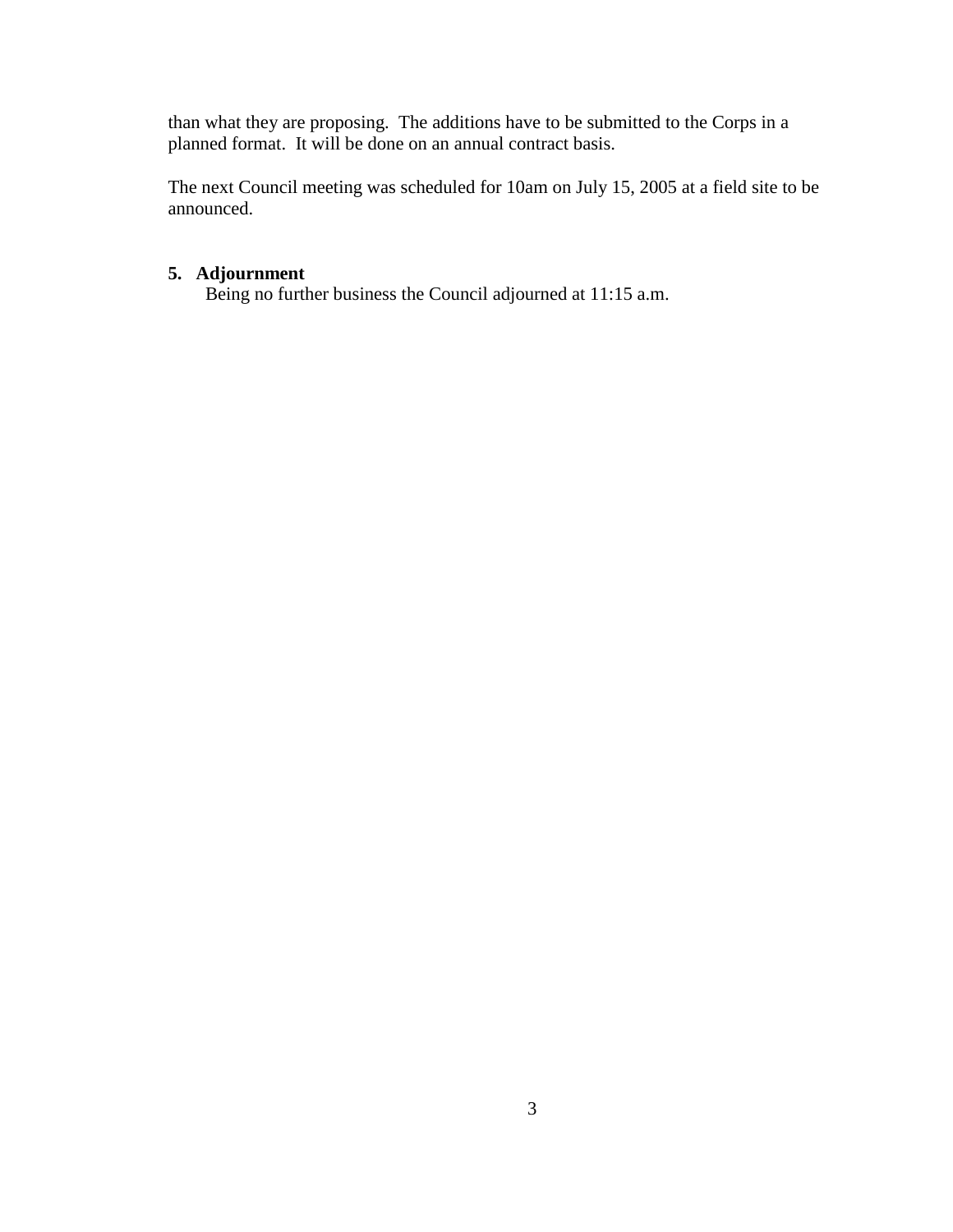than what they are proposing. The additions have to be submitted to the Corps in a planned format. It will be done on an annual contract basis.

The next Council meeting was scheduled for 10am on July 15, 2005 at a field site to be announced.

**5. Adjournment**

Being no further business the Council adjourned at 11:15 a.m.